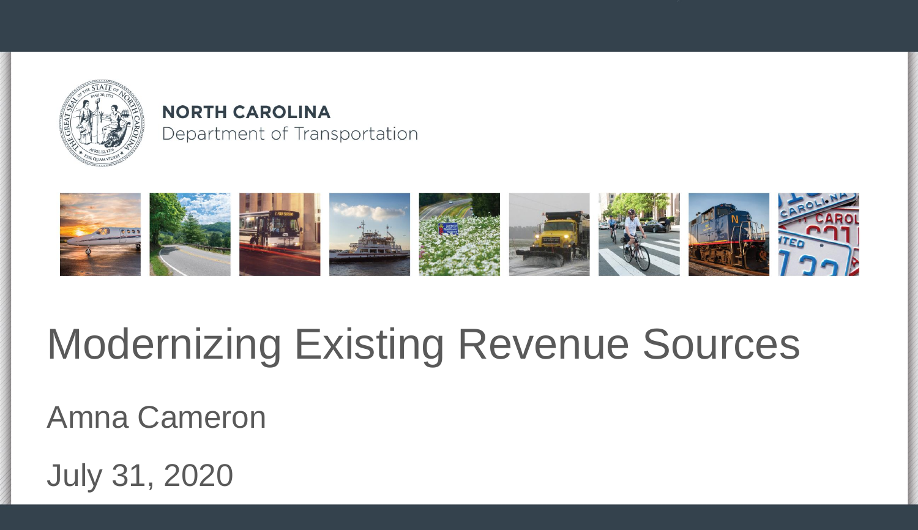NORTH CAROLINA
Department of Transportation

# Modernizing Existing Revenue Sources

Amna Cameron

July 31, 2020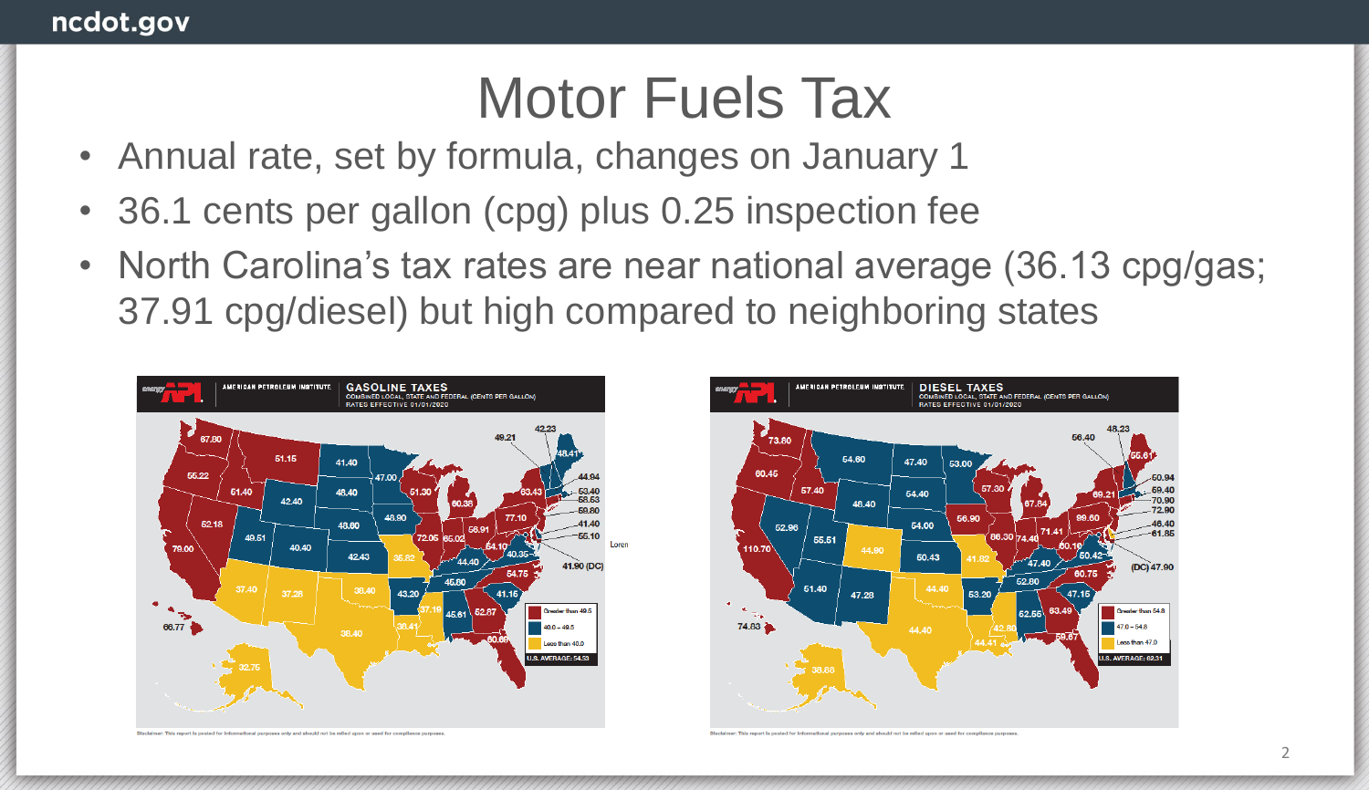# Motor Fuels Tax

- Annual rate, set by formula, changes on January 1
- 36.1 cents per gallon (cpg) plus 0.25 inspection fee
- North Carolina's tax rates are near national average (36.13 cpg/gas; 37.91 cpg/diesel) but high compared to neighboring states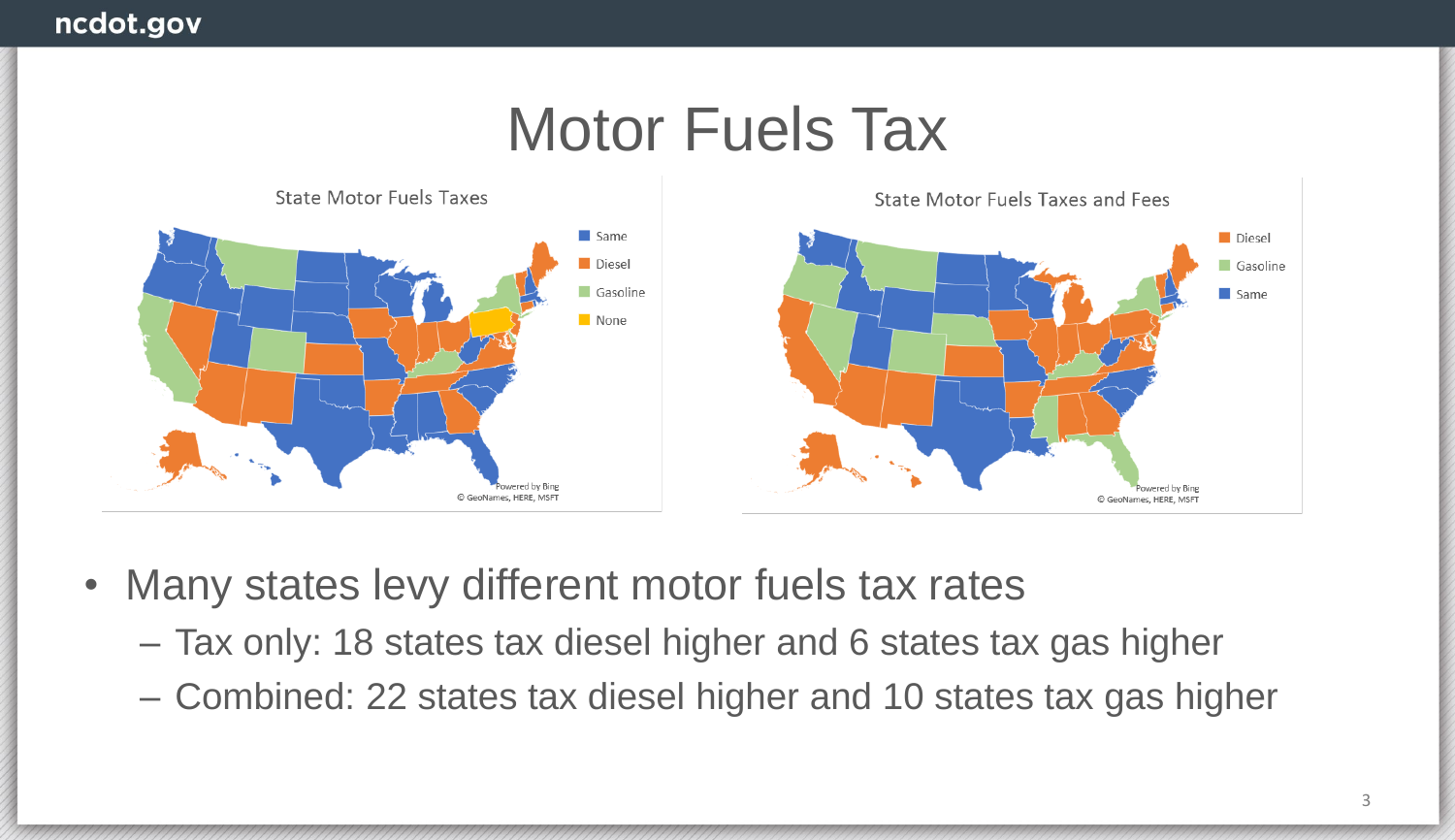# Motor Fuels Tax

State Motor Fuels Taxes

- Same
- Diesel
- Gasoline
- None

State Motor Fuels Taxes and Fees

- Diesel
- Gasoline
- Same

- Many states levy different motor fuels tax rates
  - Tax only: 18 states tax diesel higher and 6 states tax gas higher
  - Combined: 22 states tax diesel higher and 10 states tax gas higher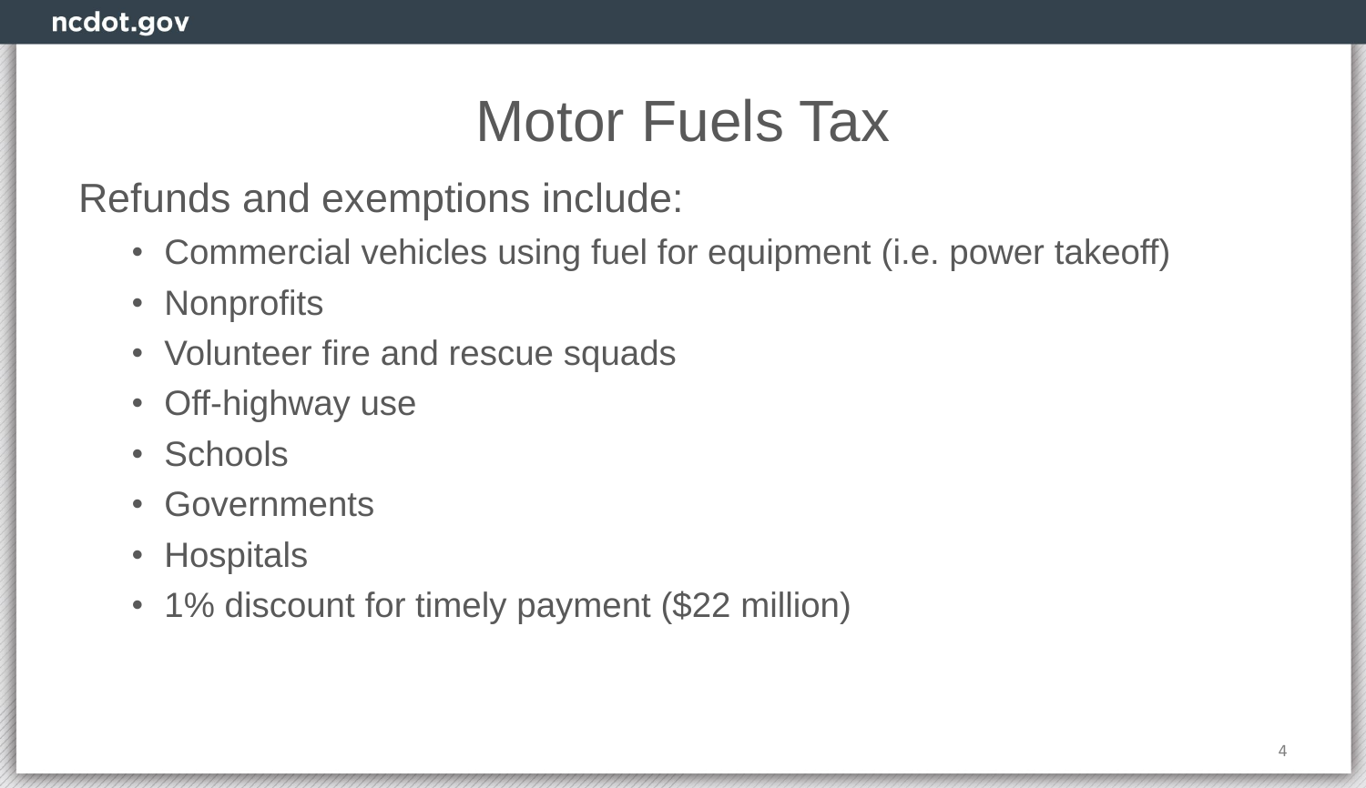# Motor Fuels Tax

Refunds and exemptions include:

- Commercial vehicles using fuel for equipment (i.e. power takeoff)
- Nonprofits
- Volunteer fire and rescue squads
- Off-highway use
- Schools
- Governments
- Hospitals
- 1% discount for timely payment ($22 million)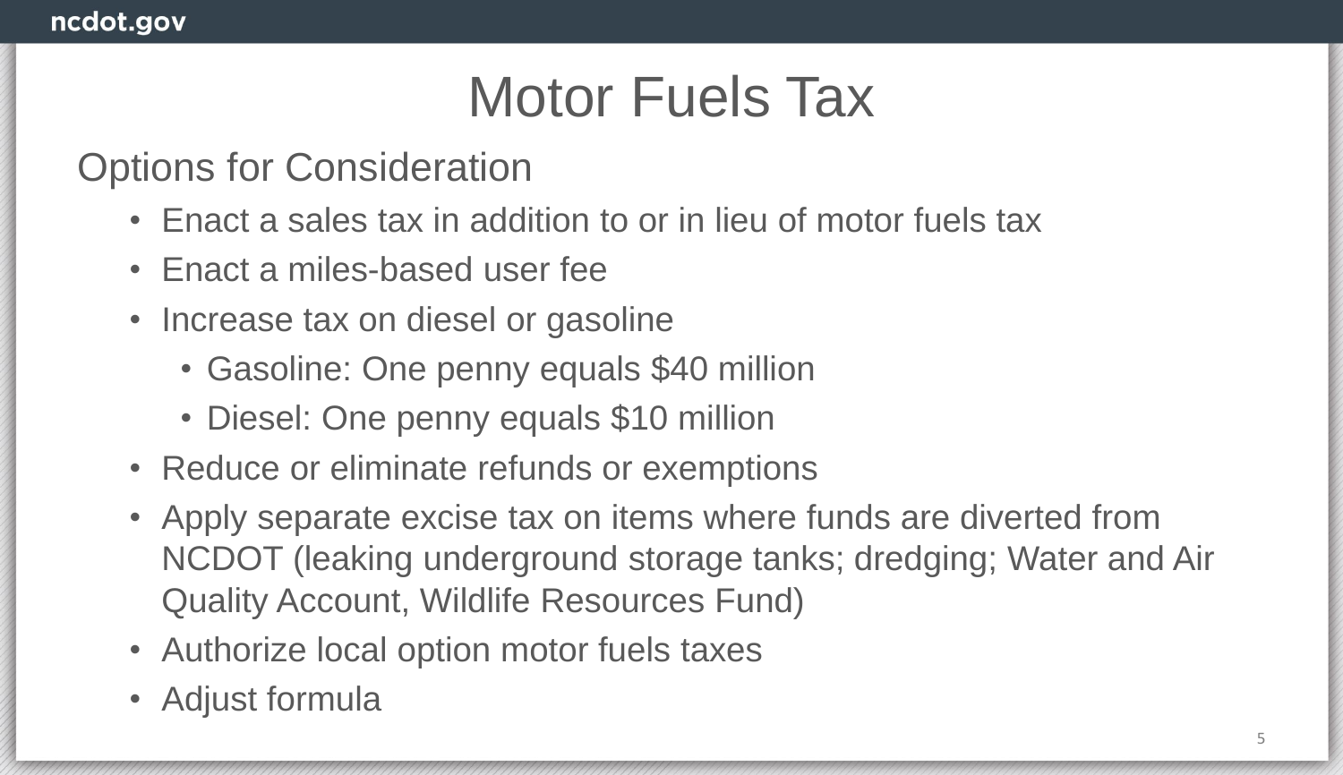# Motor Fuels Tax

## Options for Consideration

- Enact a sales tax in addition to or in lieu of motor fuels tax
- Enact a miles-based user fee
- Increase tax on diesel or gasoline
  - Gasoline: One penny equals $40 million
  - Diesel: One penny equals $10 million
- Reduce or eliminate refunds or exemptions
- Apply separate excise tax on items where funds are diverted from NCDOT (leaking underground storage tanks; dredging; Water and Air Quality Account, Wildlife Resources Fund)
- Authorize local option motor fuels taxes
- Adjust formula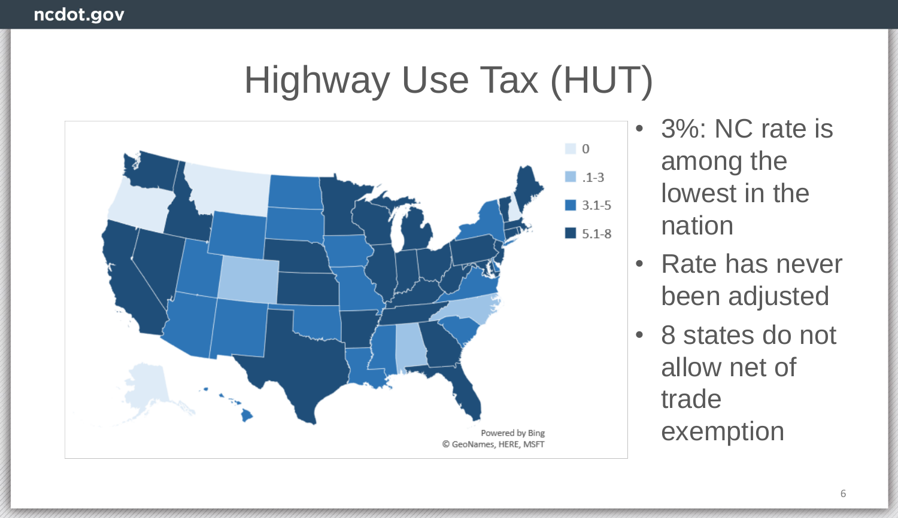# Highway Use Tax (HUT)

- 0
- .1-3
- 3.1-5
- 5.1-8

Powered by Bing
© GeoNames, HERE, MSFT

- 3%: NC rate is among the lowest in the nation
- Rate has never been adjusted
- 8 states do not allow net of trade exemption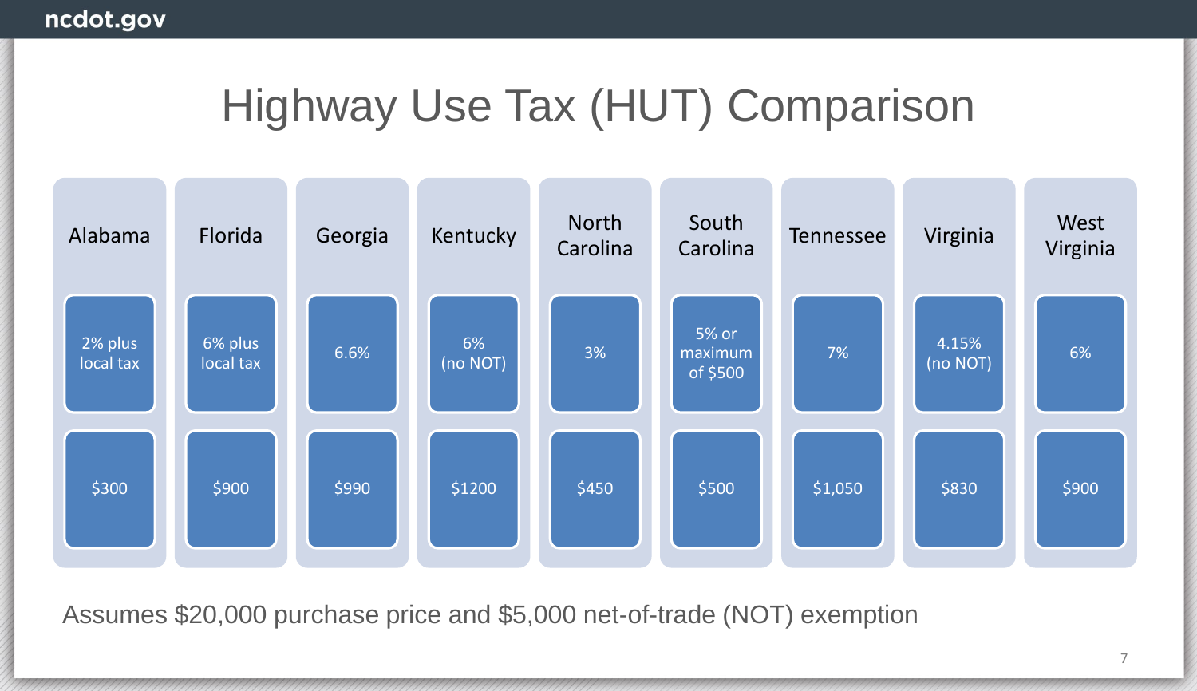# Highway Use Tax (HUT) Comparison

| Alabama | Florida | Georgia | Kentucky | North Carolina | South Carolina | Tennessee | Virginia | West Virginia |
|---|---|---|---|---|---|---|---|---|
| 2% plus local tax | 6% plus local tax | 6.6% | 6% (no NOT) | 3% | 5% or maximum of $500 | 7% | 4.15% (no NOT) | 6% |
| $300 | $900 | $990 | $1200 | $450 | $500 | $1,050 | $830 | $900 |

Assumes $20,000 purchase price and $5,000 net-of-trade (NOT) exemption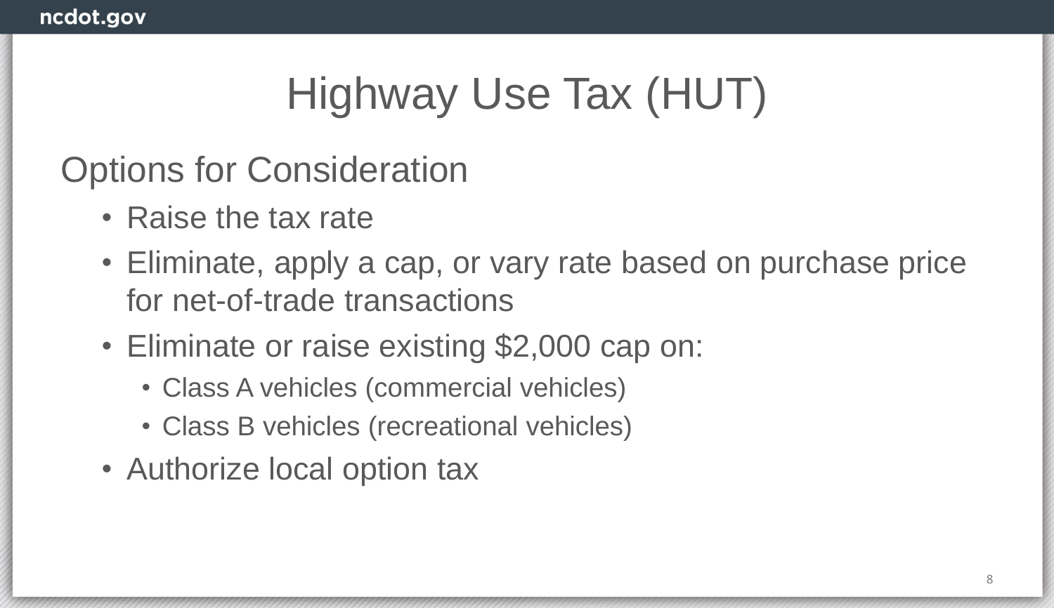# Highway Use Tax (HUT)

## Options for Consideration

- Raise the tax rate
- Eliminate, apply a cap, or vary rate based on purchase price for net-of-trade transactions
- Eliminate or raise existing $2,000 cap on:
  - Class A vehicles (commercial vehicles)
  - Class B vehicles (recreational vehicles)
- Authorize local option tax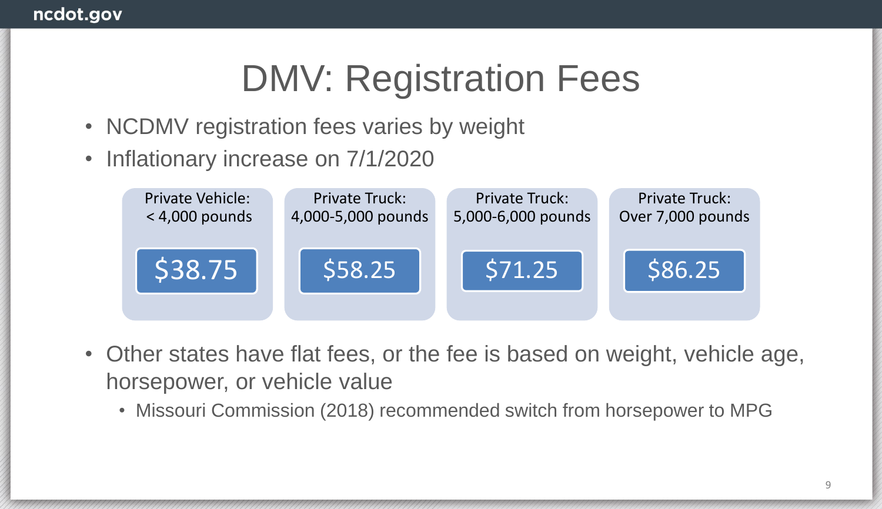# DMV: Registration Fees

- NCDMV registration fees varies by weight
- Inflationary increase on 7/1/2020

| Private Vehicle: < 4,000 pounds | Private Truck: 4,000-5,000 pounds | Private Truck: 5,000-6,000 pounds | Private Truck: Over 7,000 pounds |
| --- | --- | --- | --- |
| $38.75 | $58.25 | $71.25 | $86.25 |

- Other states have flat fees, or the fee is based on weight, vehicle age, horsepower, or vehicle value
  - Missouri Commission (2018) recommended switch from horsepower to MPG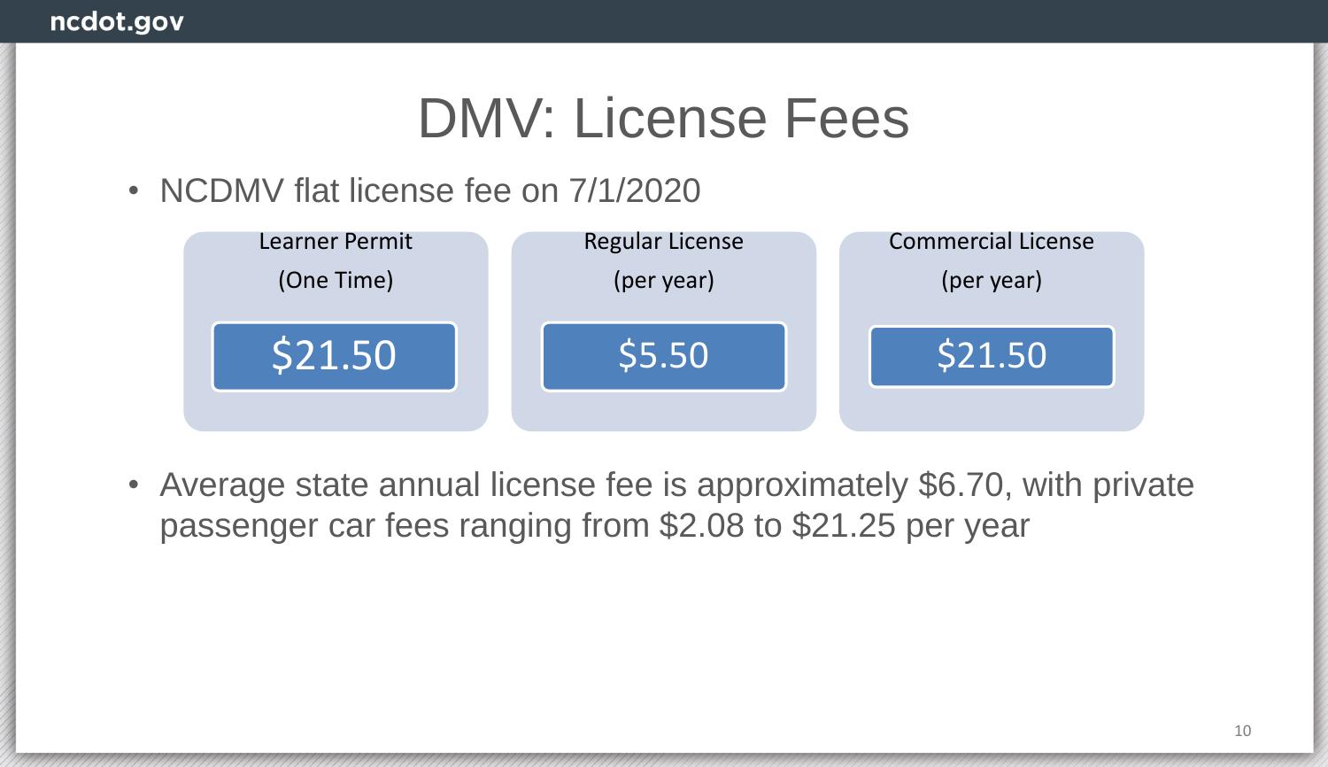# DMV: License Fees

- NCDMV flat license fee on 7/1/2020

| Learner Permit (One Time) | Regular License (per year) | Commercial License (per year) |
| --- | --- | --- |
| $21.50 | $5.50 | $21.50 |

- Average state annual license fee is approximately $6.70, with private passenger car fees ranging from $2.08 to $21.25 per year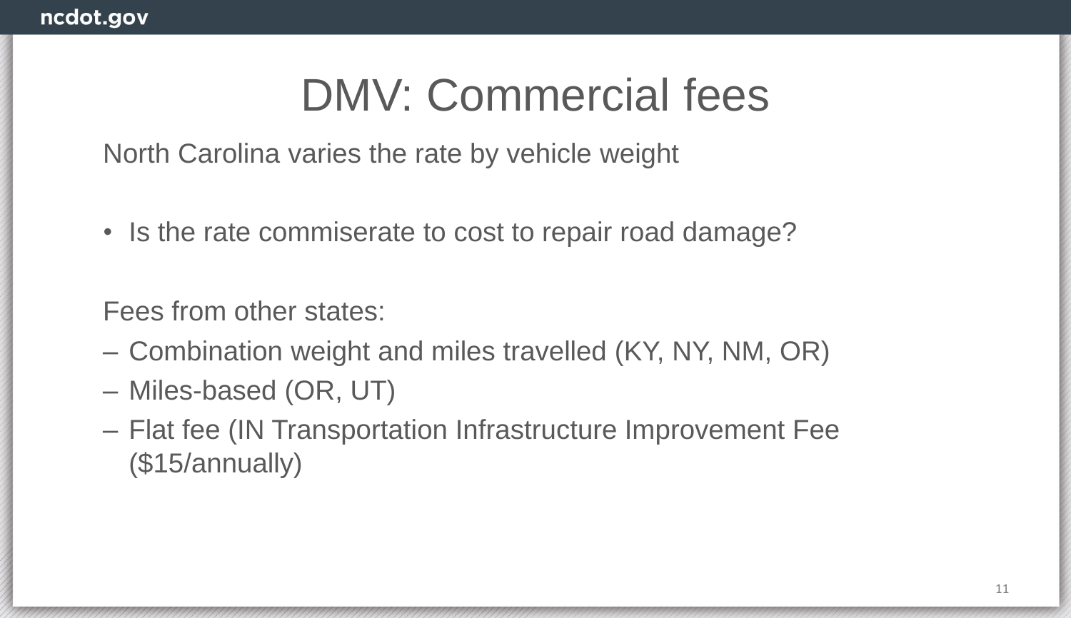# DMV: Commercial fees

North Carolina varies the rate by vehicle weight

- Is the rate commiserate to cost to repair road damage?

Fees from other states:

– Combination weight and miles travelled (KY, NY, NM, OR)

– Miles-based (OR, UT)

– Flat fee (IN Transportation Infrastructure Improvement Fee ($15/annually)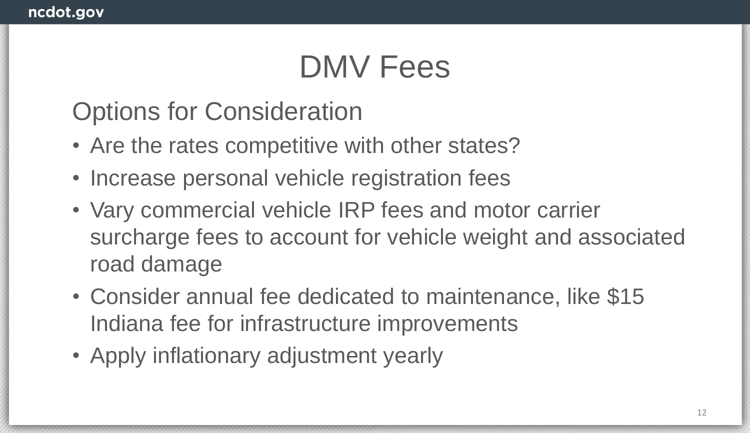# DMV Fees

## Options for Consideration

- Are the rates competitive with other states?
- Increase personal vehicle registration fees
- Vary commercial vehicle IRP fees and motor carrier surcharge fees to account for vehicle weight and associated road damage
- Consider annual fee dedicated to maintenance, like $15 Indiana fee for infrastructure improvements
- Apply inflationary adjustment yearly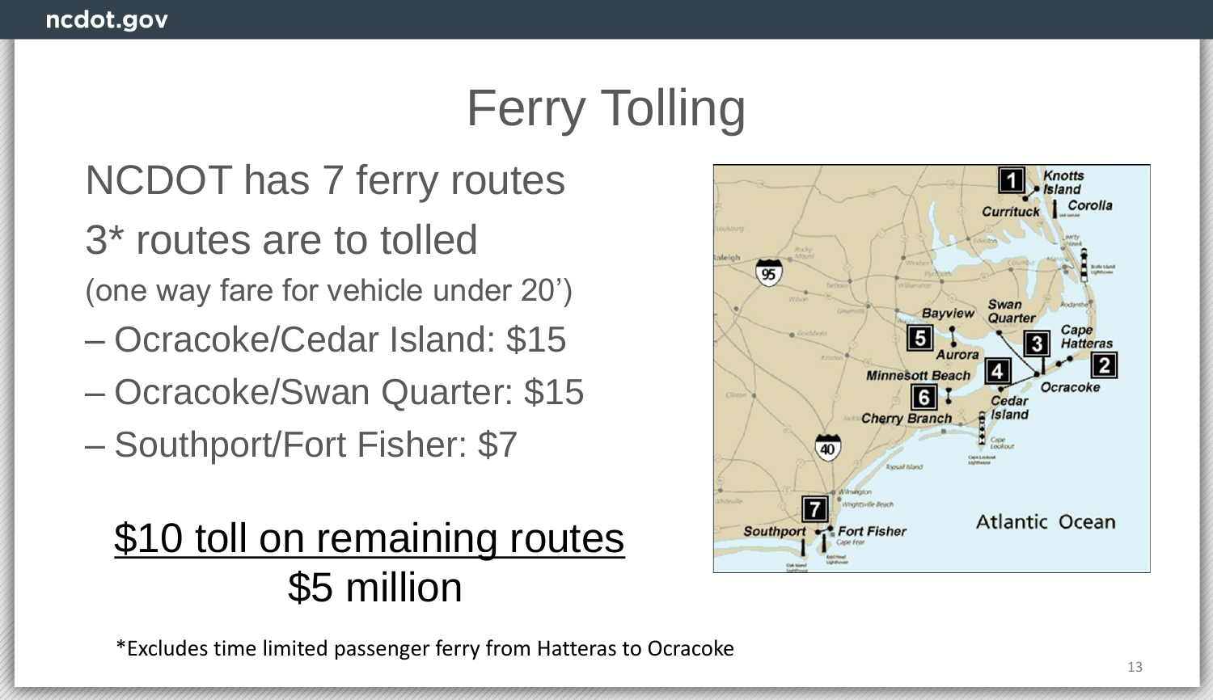# Ferry Tolling

NCDOT has 7 ferry routes

3* routes are to tolled

(one way fare for vehicle under 20')

- Ocracoke/Cedar Island: $15
- Ocracoke/Swan Quarter: $15
- Southport/Fort Fisher: $7

$10 toll on remaining routes
$5 million

*Excludes time limited passenger ferry from Hatteras to Ocracoke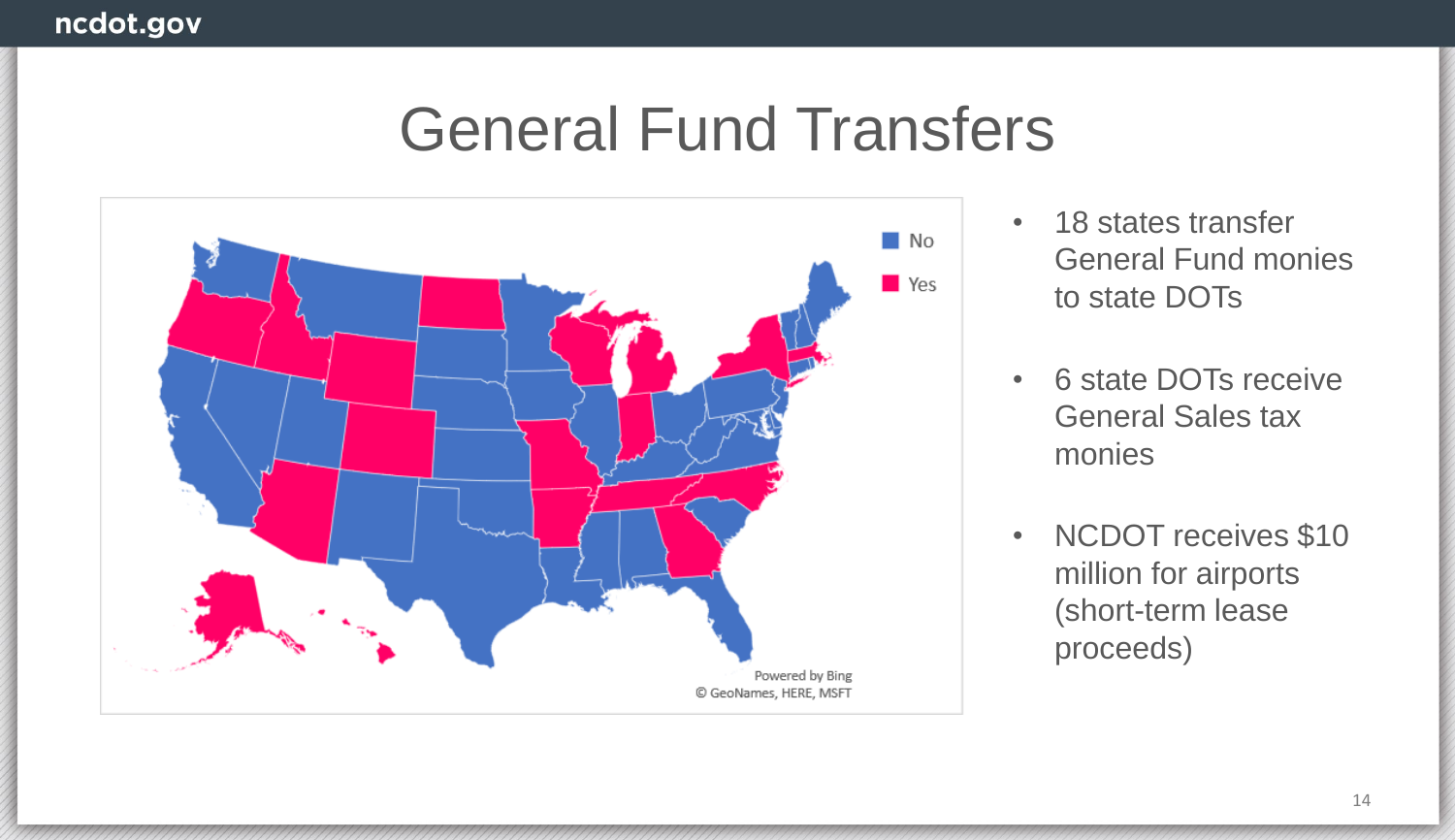# General Fund Transfers

No

Yes

Powered by Bing
© GeoNames, HERE, MSFT

- 18 states transfer General Fund monies to state DOTs
- 6 state DOTs receive General Sales tax monies
- NCDOT receives $10 million for airports (short-term lease proceeds)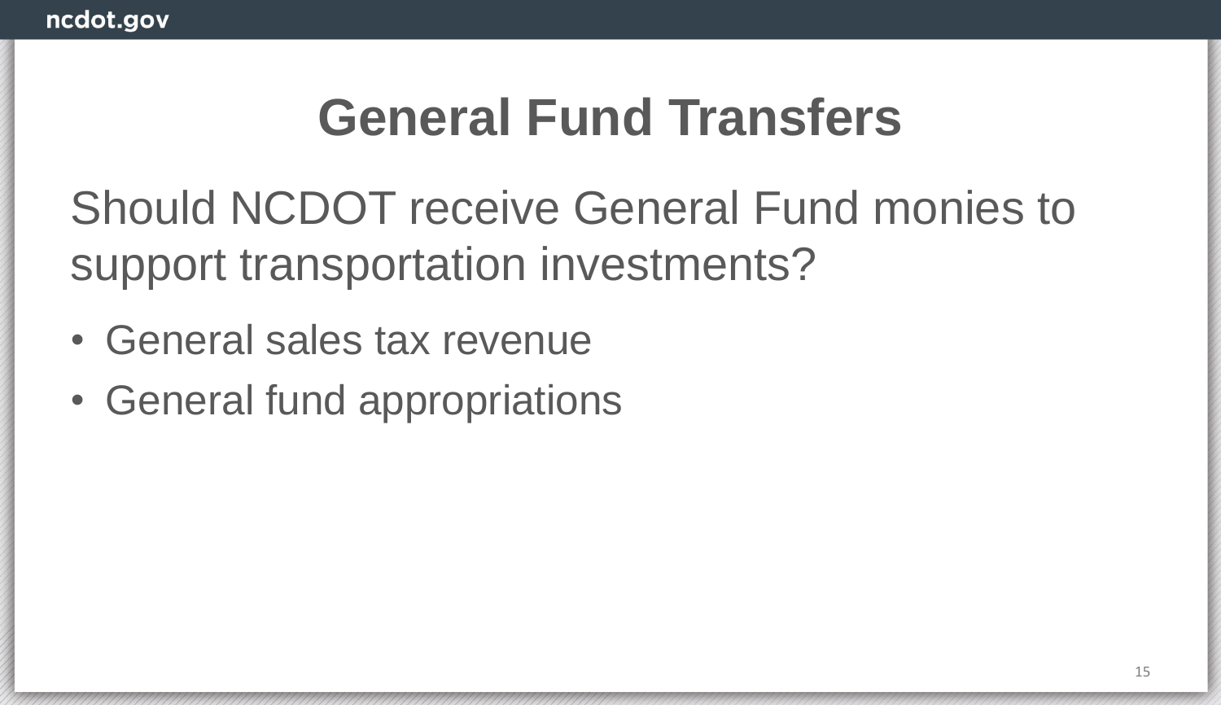# General Fund Transfers

Should NCDOT receive General Fund monies to support transportation investments?

- General sales tax revenue
- General fund appropriations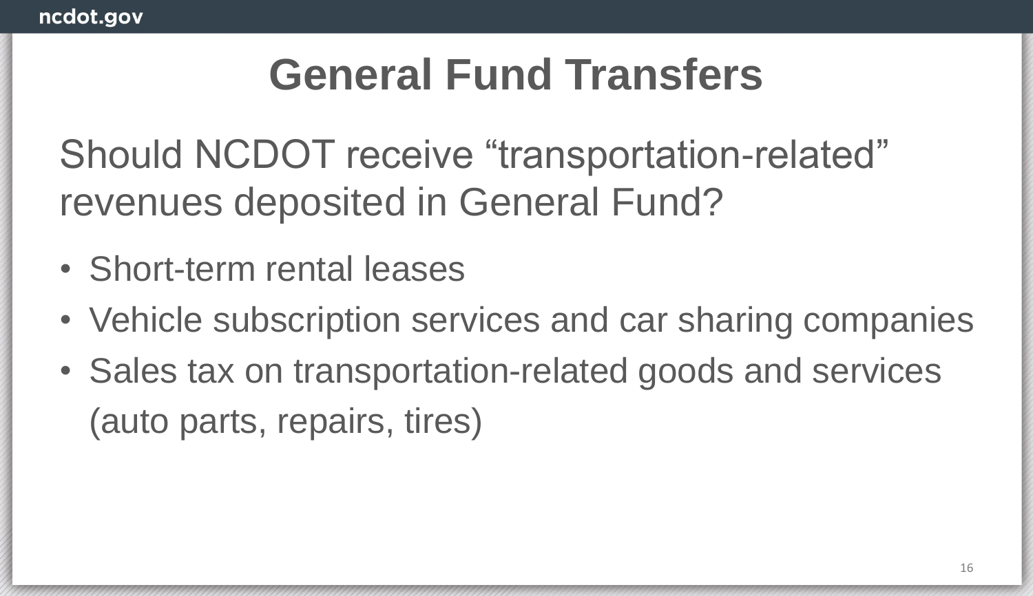# General Fund Transfers

Should NCDOT receive “transportation-related” revenues deposited in General Fund?

- Short-term rental leases
- Vehicle subscription services and car sharing companies
- Sales tax on transportation-related goods and services (auto parts, repairs, tires)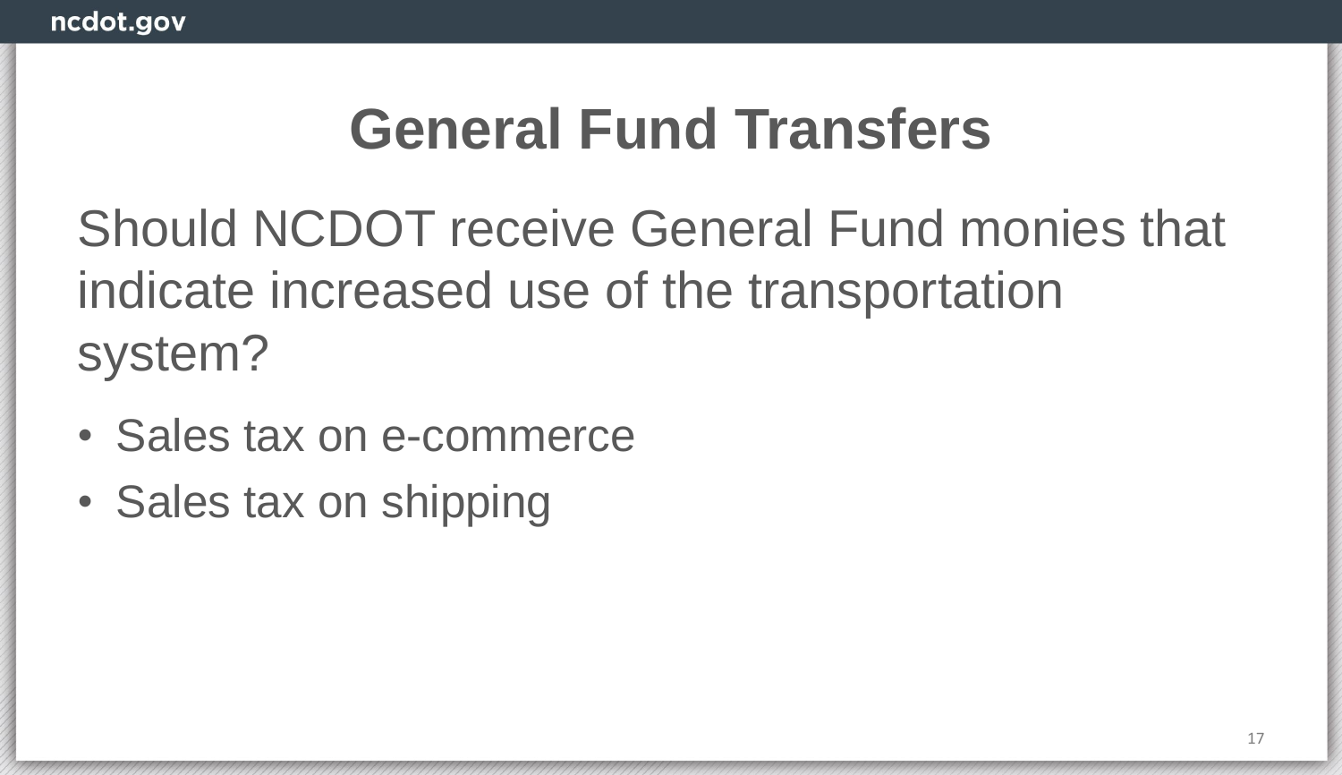# General Fund Transfers

Should NCDOT receive General Fund monies that indicate increased use of the transportation system?

- Sales tax on e-commerce
- Sales tax on shipping